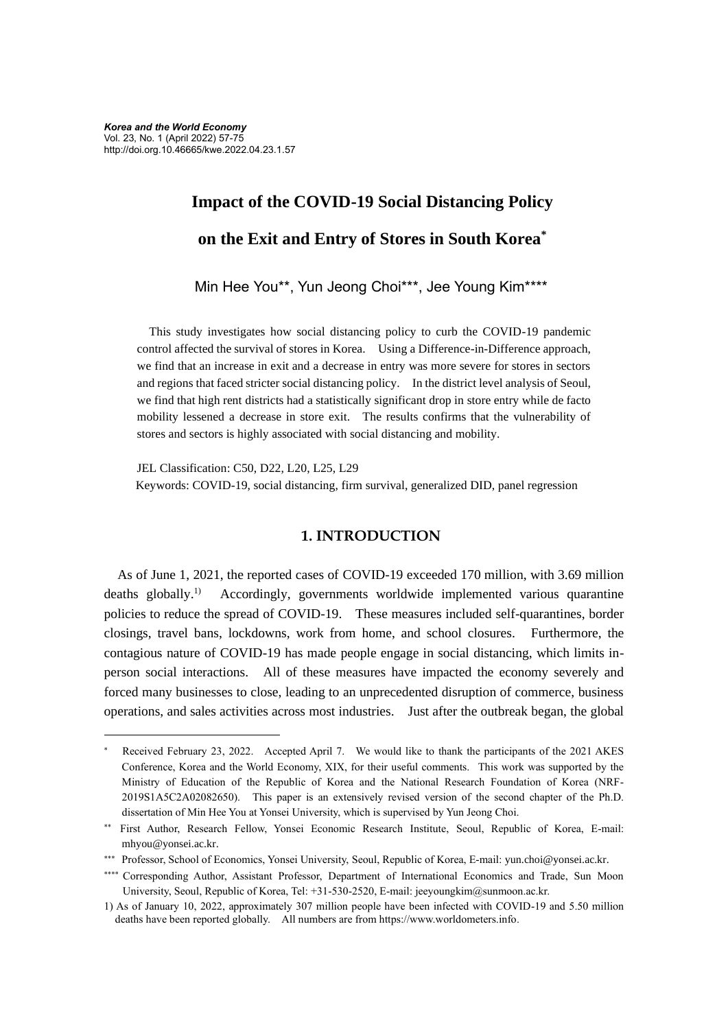# Impact of the COVID-19 Social Distancing Policy on the Exit and Entry of Stores in South Korea*

Min Hee You**, Yun Jeong Choi***, Jee Young Kim****

This study investigates how social distancing policy to curb the COVID-19 pandemic control affected the survival of stores in Korea. Using a Difference-in-Difference approach, we find that an increase in exit and a decrease in entry was more severe for stores in sectors and regions that faced stricter social distancing policy. In the district level analysis of Seoul, we find that high rent districts had a statistically significant drop in store entry while de facto mobility lessened a decrease in store exit. The results confirms that the vulnerability of stores and sectors is highly associated with social distancing and mobility.

JEL Classification: C50, D22, L20, L25, L29

Keywords: COVID-19, social distancing, firm survival, generalized DID, panel regression

## 1. INTRODUCTION

As of June 1, 2021, the reported cases of COVID-19 exceeded 170 million, with 3.69 million deaths globally.[1] Accordingly, governments worldwide implemented various quarantine policies to reduce the spread of COVID-19. These measures included self-quarantines, border closings, travel bans, lockdowns, work from home, and school closures. Furthermore, the contagious nature of COVID-19 has made people engage in social distancing, which limits in-person social interactions. All of these measures have impacted the economy severely and forced many businesses to close, leading to an unprecedented disruption of commerce, business operations, and sales activities across most industries. Just after the outbreak began, the global

---

\* Received February 23, 2022. Accepted April 7. We would like to thank the participants of the 2021 AKES Conference, Korea and the World Economy, XIX, for their useful comments. This work was supported by the Ministry of Education of the Republic of Korea and the National Research Foundation of Korea (NRF-2019S1A5C2A02082650). This paper is an extensively revised version of the second chapter of the Ph.D. dissertation of Min Hee You at Yonsei University, which is supervised by Yun Jeong Choi.

\*\* First Author, Research Fellow, Yonsei Economic Research Institute, Seoul, Republic of Korea, E-mail: mhyou@yonsei.ac.kr.

\*\*\* Professor, School of Economics, Yonsei University, Seoul, Republic of Korea, E-mail: yun.choi@yonsei.ac.kr.

\*\*\*\* Corresponding Author, Assistant Professor, Department of International Economics and Trade, Sun Moon University, Seoul, Republic of Korea, Tel: +31-530-2520, E-mail: jeeyoungkim@sunmoon.ac.kr.

1) As of January 10, 2022, approximately 307 million people have been infected with COVID-19 and 5.50 million deaths have been reported globally. All numbers are from https://www.worldometers.info.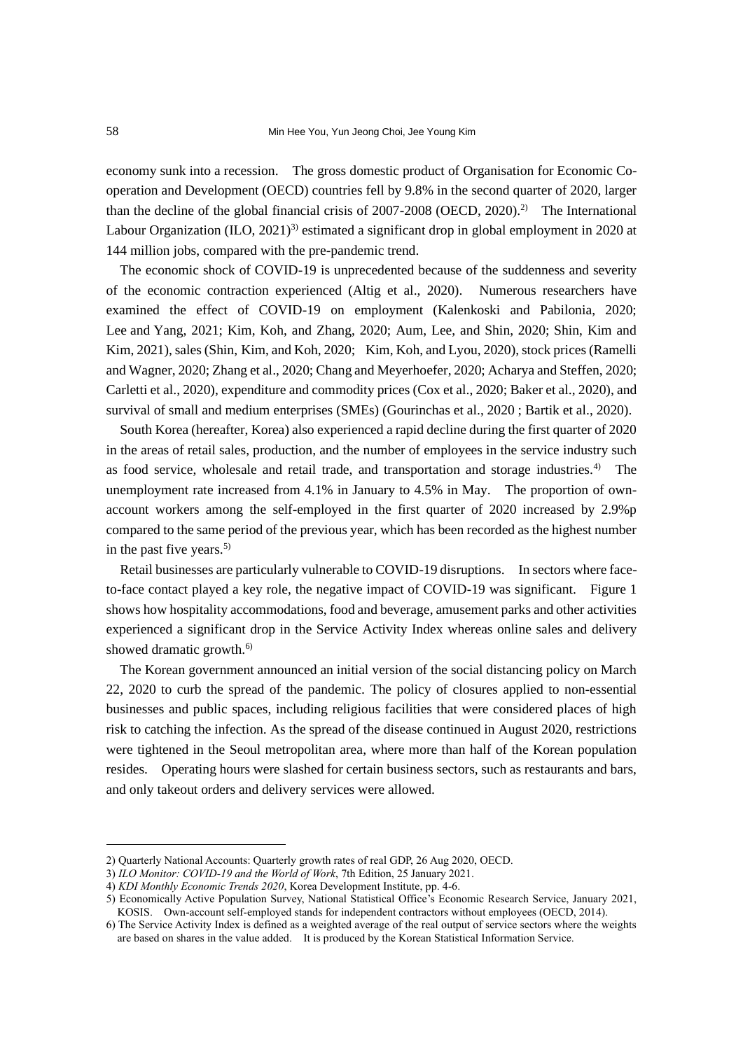economy sunk into a recession. The gross domestic product of Organisation for Economic Co-operation and Development (OECD) countries fell by 9.8% in the second quarter of 2020, larger than the decline of the global financial crisis of 2007-2008 (OECD, 2020).[2] The International Labour Organization (ILO, 2021)[3] estimated a significant drop in global employment in 2020 at 144 million jobs, compared with the pre-pandemic trend.

The economic shock of COVID-19 is unprecedented because of the suddenness and severity of the economic contraction experienced (Altig et al., 2020). Numerous researchers have examined the effect of COVID-19 on employment (Kalenkoski and Pabilonia, 2020; Lee and Yang, 2021; Kim, Koh, and Zhang, 2020; Aum, Lee, and Shin, 2020; Shin, Kim and Kim, 2021), sales (Shin, Kim, and Koh, 2020; Kim, Koh, and Lyou, 2020), stock prices (Ramelli and Wagner, 2020; Zhang et al., 2020; Chang and Meyerhoefer, 2020; Acharya and Steffen, 2020; Carletti et al., 2020), expenditure and commodity prices (Cox et al., 2020; Baker et al., 2020), and survival of small and medium enterprises (SMEs) (Gourinchas et al., 2020 ; Bartik et al., 2020).

South Korea (hereafter, Korea) also experienced a rapid decline during the first quarter of 2020 in the areas of retail sales, production, and the number of employees in the service industry such as food service, wholesale and retail trade, and transportation and storage industries.[4] The unemployment rate increased from 4.1% in January to 4.5% in May. The proportion of own-account workers among the self-employed in the first quarter of 2020 increased by 2.9%p compared to the same period of the previous year, which has been recorded as the highest number in the past five years.[5]

Retail businesses are particularly vulnerable to COVID-19 disruptions. In sectors where face-to-face contact played a key role, the negative impact of COVID-19 was significant. Figure 1 shows how hospitality accommodations, food and beverage, amusement parks and other activities experienced a significant drop in the Service Activity Index whereas online sales and delivery showed dramatic growth.[6]

The Korean government announced an initial version of the social distancing policy on March 22, 2020 to curb the spread of the pandemic. The policy of closures applied to non-essential businesses and public spaces, including religious facilities that were considered places of high risk to catching the infection. As the spread of the disease continued in August 2020, restrictions were tightened in the Seoul metropolitan area, where more than half of the Korean population resides. Operating hours were slashed for certain business sectors, such as restaurants and bars, and only takeout orders and delivery services were allowed.

---

2) Quarterly National Accounts: Quarterly growth rates of real GDP, 26 Aug 2020, OECD.

3) *ILO Monitor: COVID-19 and the World of Work*, 7th Edition, 25 January 2021.

4) *KDI Monthly Economic Trends 2020*, Korea Development Institute, pp. 4-6.

5) Economically Active Population Survey, National Statistical Office's Economic Research Service, January 2021, KOSIS. Own-account self-employed stands for independent contractors without employees (OECD, 2014).

6) The Service Activity Index is defined as a weighted average of the real output of service sectors where the weights are based on shares in the value added. It is produced by the Korean Statistical Information Service.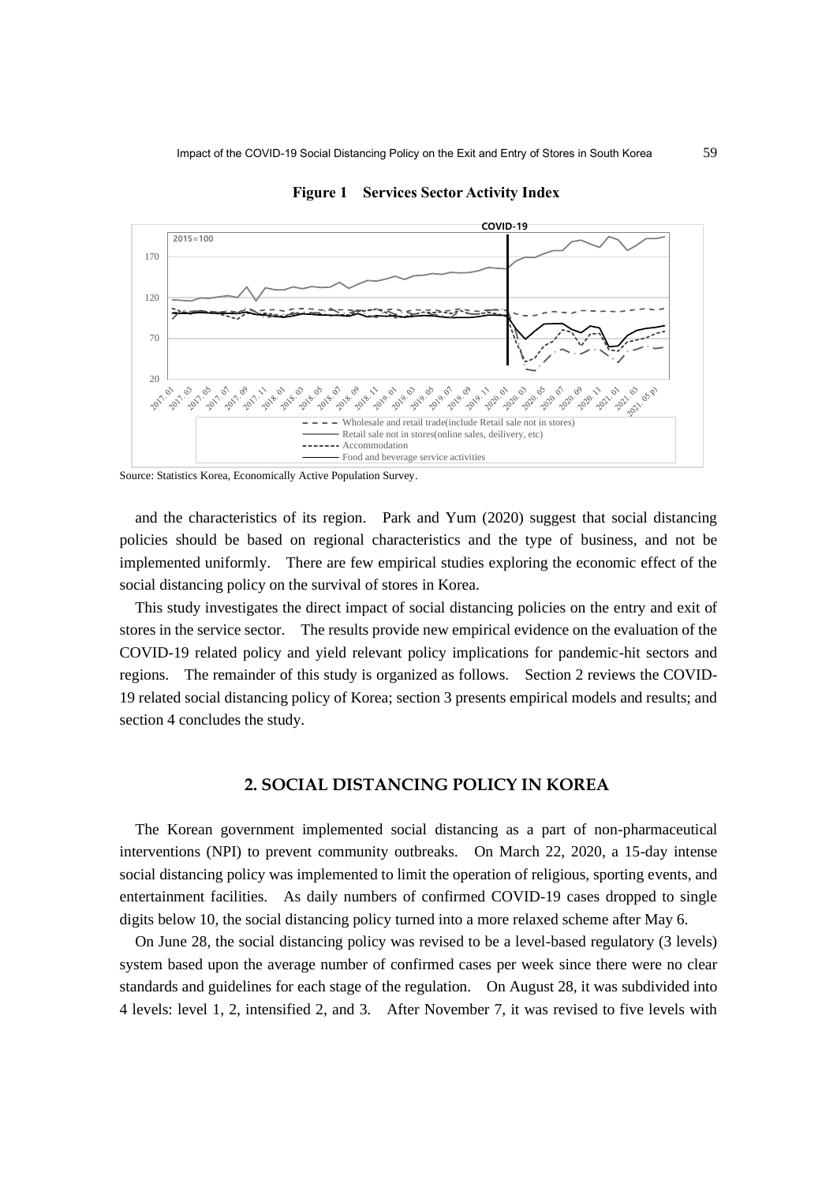**Figure 1 Services Sector Activity Index**

Source: Statistics Korea, Economically Active Population Survey.

and the characteristics of its region. Park and Yum (2020) suggest that social distancing policies should be based on regional characteristics and the type of business, and not be implemented uniformly. There are few empirical studies exploring the economic effect of the social distancing policy on the survival of stores in Korea.

This study investigates the direct impact of social distancing policies on the entry and exit of stores in the service sector. The results provide new empirical evidence on the evaluation of the COVID-19 related policy and yield relevant policy implications for pandemic-hit sectors and regions. The remainder of this study is organized as follows. Section 2 reviews the COVID-19 related social distancing policy of Korea; section 3 presents empirical models and results; and section 4 concludes the study.

## 2. SOCIAL DISTANCING POLICY IN KOREA

The Korean government implemented social distancing as a part of non-pharmaceutical interventions (NPI) to prevent community outbreaks. On March 22, 2020, a 15-day intense social distancing policy was implemented to limit the operation of religious, sporting events, and entertainment facilities. As daily numbers of confirmed COVID-19 cases dropped to single digits below 10, the social distancing policy turned into a more relaxed scheme after May 6.

On June 28, the social distancing policy was revised to be a level-based regulatory (3 levels) system based upon the average number of confirmed cases per week since there were no clear standards and guidelines for each stage of the regulation. On August 28, it was subdivided into 4 levels: level 1, 2, intensified 2, and 3. After November 7, it was revised to five levels with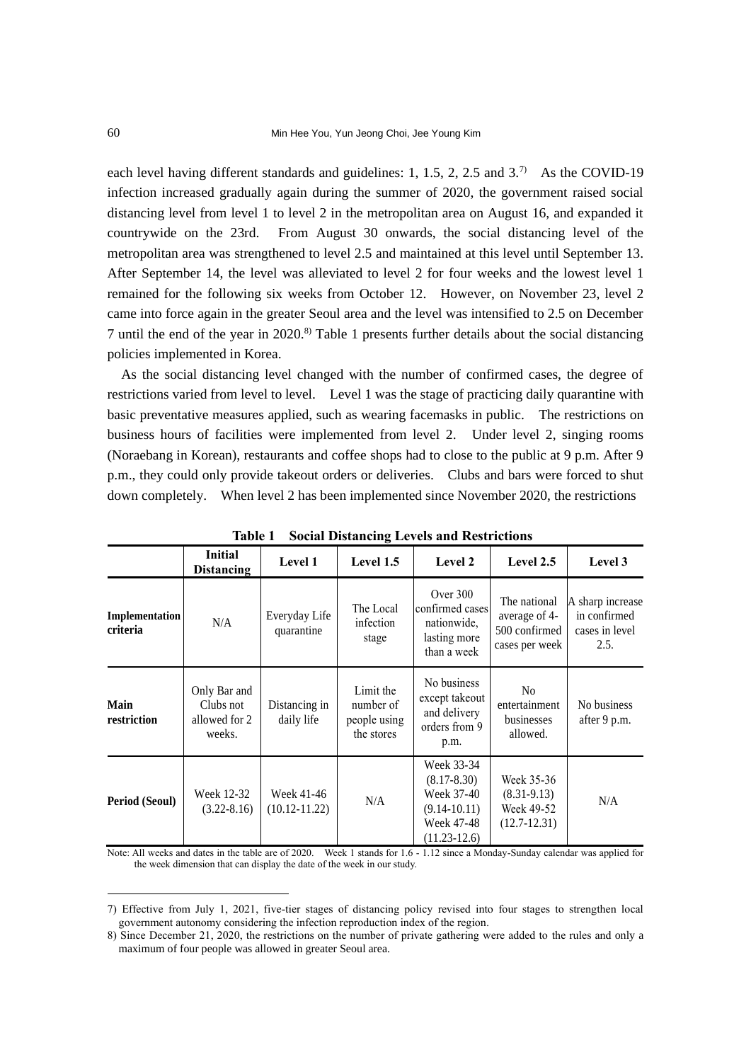each level having different standards and guidelines: 1, 1.5, 2, 2.5 and 3.[7] As the COVID-19 infection increased gradually again during the summer of 2020, the government raised social distancing level from level 1 to level 2 in the metropolitan area on August 16, and expanded it countrywide on the 23rd. From August 30 onwards, the social distancing level of the metropolitan area was strengthened to level 2.5 and maintained at this level until September 13. After September 14, the level was alleviated to level 2 for four weeks and the lowest level 1 remained for the following six weeks from October 12. However, on November 23, level 2 came into force again in the greater Seoul area and the level was intensified to 2.5 on December 7 until the end of the year in 2020.[8] Table 1 presents further details about the social distancing policies implemented in Korea.

As the social distancing level changed with the number of confirmed cases, the degree of restrictions varied from level to level. Level 1 was the stage of practicing daily quarantine with basic preventative measures applied, such as wearing facemasks in public. The restrictions on business hours of facilities were implemented from level 2. Under level 2, singing rooms (Noraebang in Korean), restaurants and coffee shops had to close to the public at 9 p.m. After 9 p.m., they could only provide takeout orders or deliveries. Clubs and bars were forced to shut down completely. When level 2 has been implemented since November 2020, the restrictions

**Table 1 Social Distancing Levels and Restrictions**

| | Initial Distancing | Level 1 | Level 1.5 | Level 2 | Level 2.5 | Level 3 |
|---|---|---|---|---|---|---|
| **Implementation criteria** | N/A | Everyday Life quarantine | The Local infection stage | Over 300 confirmed cases nationwide, lasting more than a week | The national average of 4-500 confirmed cases per week | A sharp increase in confirmed cases in level 2.5. |
| **Main restriction** | Only Bar and Clubs not allowed for 2 weeks. | Distancing in daily life | Limit the number of people using the stores | No business except takeout and delivery orders from 9 p.m. | No entertainment businesses allowed. | No business after 9 p.m. |
| **Period (Seoul)** | Week 12-32 (3.22-8.16) | Week 41-46 (10.12-11.22) | N/A | Week 33-34 (8.17-8.30) Week 37-40 (9.14-10.11) Week 47-48 (11.23-12.6) | Week 35-36 (8.31-9.13) Week 49-52 (12.7-12.31) | N/A |

Note: All weeks and dates in the table are of 2020. Week 1 stands for 1.6 - 1.12 since a Monday-Sunday calendar was applied for the week dimension that can display the date of the week in our study.

---

7) Effective from July 1, 2021, five-tier stages of distancing policy revised into four stages to strengthen local government autonomy considering the infection reproduction index of the region.

8) Since December 21, 2020, the restrictions on the number of private gathering were added to the rules and only a maximum of four people was allowed in greater Seoul area.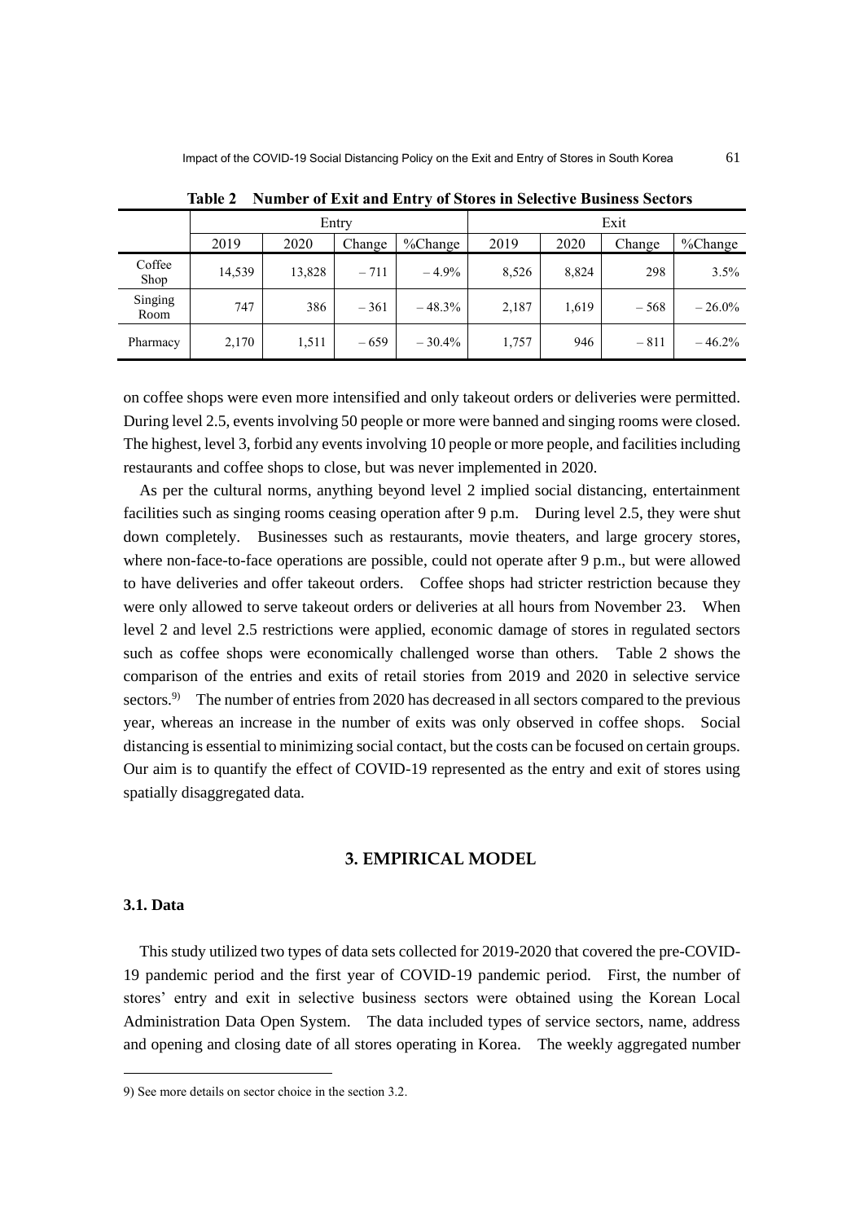**Table 2 Number of Exit and Entry of Stores in Selective Business Sectors**

| | Entry | | | | Exit | | | |
|---|---|---|---|---|---|---|---|---|
| | 2019 | 2020 | Change | %Change | 2019 | 2020 | Change | %Change |
| Coffee Shop | 14,539 | 13,828 | – 711 | – 4.9% | 8,526 | 8,824 | 298 | 3.5% |
| Singing Room | 747 | 386 | – 361 | – 48.3% | 2,187 | 1,619 | – 568 | – 26.0% |
| Pharmacy | 2,170 | 1,511 | – 659 | – 30.4% | 1,757 | 946 | – 811 | – 46.2% |

on coffee shops were even more intensified and only takeout orders or deliveries were permitted. During level 2.5, events involving 50 people or more were banned and singing rooms were closed. The highest, level 3, forbid any events involving 10 people or more people, and facilities including restaurants and coffee shops to close, but was never implemented in 2020.

As per the cultural norms, anything beyond level 2 implied social distancing, entertainment facilities such as singing rooms ceasing operation after 9 p.m. During level 2.5, they were shut down completely. Businesses such as restaurants, movie theaters, and large grocery stores, where non-face-to-face operations are possible, could not operate after 9 p.m., but were allowed to have deliveries and offer takeout orders. Coffee shops had stricter restriction because they were only allowed to serve takeout orders or deliveries at all hours from November 23. When level 2 and level 2.5 restrictions were applied, economic damage of stores in regulated sectors such as coffee shops were economically challenged worse than others. Table 2 shows the comparison of the entries and exits of retail stories from 2019 and 2020 in selective service sectors.[9] The number of entries from 2020 has decreased in all sectors compared to the previous year, whereas an increase in the number of exits was only observed in coffee shops. Social distancing is essential to minimizing social contact, but the costs can be focused on certain groups. Our aim is to quantify the effect of COVID-19 represented as the entry and exit of stores using spatially disaggregated data.

## 3. EMPIRICAL MODEL

### 3.1. Data

This study utilized two types of data sets collected for 2019-2020 that covered the pre-COVID-19 pandemic period and the first year of COVID-19 pandemic period. First, the number of stores' entry and exit in selective business sectors were obtained using the Korean Local Administration Data Open System. The data included types of service sectors, name, address and opening and closing date of all stores operating in Korea. The weekly aggregated number

---

9) See more details on sector choice in the section 3.2.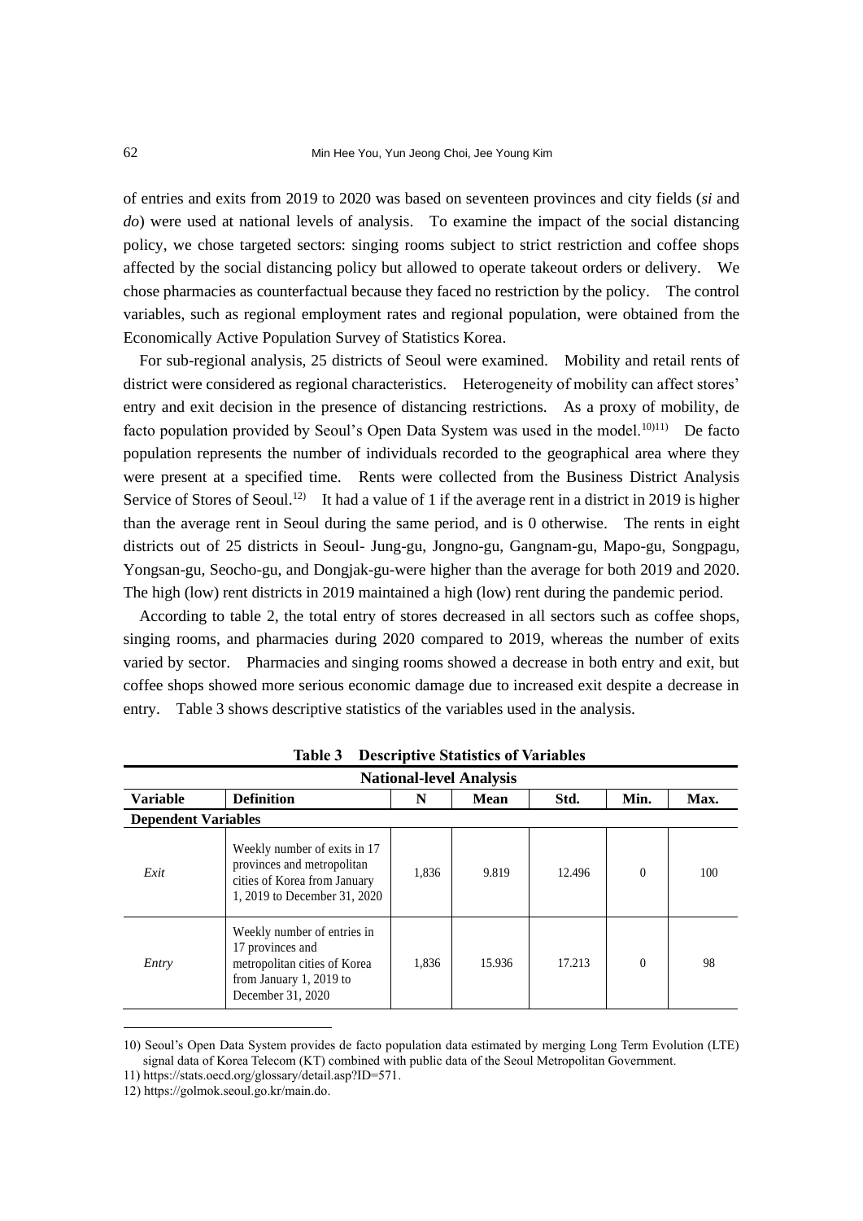of entries and exits from 2019 to 2020 was based on seventeen provinces and city fields (*si* and *do*) were used at national levels of analysis. To examine the impact of the social distancing policy, we chose targeted sectors: singing rooms subject to strict restriction and coffee shops affected by the social distancing policy but allowed to operate takeout orders or delivery. We chose pharmacies as counterfactual because they faced no restriction by the policy. The control variables, such as regional employment rates and regional population, were obtained from the Economically Active Population Survey of Statistics Korea.

For sub-regional analysis, 25 districts of Seoul were examined. Mobility and retail rents of district were considered as regional characteristics. Heterogeneity of mobility can affect stores' entry and exit decision in the presence of distancing restrictions. As a proxy of mobility, de facto population provided by Seoul's Open Data System was used in the model.[10)11)] De facto population represents the number of individuals recorded to the geographical area where they were present at a specified time. Rents were collected from the Business District Analysis Service of Stores of Seoul.[12)] It had a value of 1 if the average rent in a district in 2019 is higher than the average rent in Seoul during the same period, and is 0 otherwise. The rents in eight districts out of 25 districts in Seoul- Jung-gu, Jongno-gu, Gangnam-gu, Mapo-gu, Songpagu, Yongsan-gu, Seocho-gu, and Dongjak-gu-were higher than the average for both 2019 and 2020. The high (low) rent districts in 2019 maintained a high (low) rent during the pandemic period.

According to table 2, the total entry of stores decreased in all sectors such as coffee shops, singing rooms, and pharmacies during 2020 compared to 2019, whereas the number of exits varied by sector. Pharmacies and singing rooms showed a decrease in both entry and exit, but coffee shops showed more serious economic damage due to increased exit despite a decrease in entry. Table 3 shows descriptive statistics of the variables used in the analysis.

**Table 3 Descriptive Statistics of Variables**

| **National-level Analysis** | | | | | | |
|---|---|---|---|---|---|---|
| **Variable** | **Definition** | **N** | **Mean** | **Std.** | **Min.** | **Max.** |
| **Dependent Variables** | | | | | | |
| *Exit* | Weekly number of exits in 17 provinces and metropolitan cities of Korea from January 1, 2019 to December 31, 2020 | 1,836 | 9.819 | 12.496 | 0 | 100 |
| *Entry* | Weekly number of entries in 17 provinces and metropolitan cities of Korea from January 1, 2019 to December 31, 2020 | 1,836 | 15.936 | 17.213 | 0 | 98 |

10) Seoul's Open Data System provides de facto population data estimated by merging Long Term Evolution (LTE) signal data of Korea Telecom (KT) combined with public data of the Seoul Metropolitan Government.

11) https://stats.oecd.org/glossary/detail.asp?ID=571.

12) https://golmok.seoul.go.kr/main.do.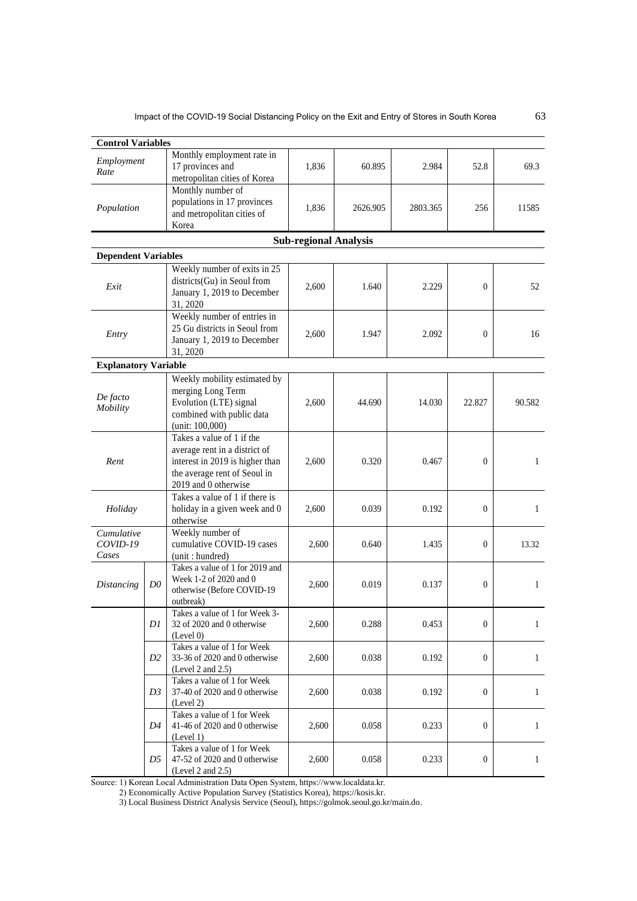| | | | | | | |
|---|---|---|---|---|---|---|
| **Control Variables** | | | | | | |
| *Employment Rate* | Monthly employment rate in 17 provinces and metropolitan cities of Korea | 1,836 | 60.895 | 2.984 | 52.8 | 69.3 |
| *Population* | Monthly number of populations in 17 provinces and metropolitan cities of Korea | 1,836 | 2626.905 | 2803.365 | 256 | 11585 |
| **Sub-regional Analysis** | | | | | | |
| **Dependent Variables** | | | | | | |
| *Exit* | Weekly number of exits in 25 districts(Gu) in Seoul from January 1, 2019 to December 31, 2020 | 2,600 | 1.640 | 2.229 | 0 | 52 |
| *Entry* | Weekly number of entries in 25 Gu districts in Seoul from January 1, 2019 to December 31, 2020 | 2,600 | 1.947 | 2.092 | 0 | 16 |
| **Explanatory Variable** | | | | | | |
| *De facto Mobility* | Weekly mobility estimated by merging Long Term Evolution (LTE) signal combined with public data (unit: 100,000) | 2,600 | 44.690 | 14.030 | 22.827 | 90.582 |
| *Rent* | Takes a value of 1 if the average rent in a district of interest in 2019 is higher than the average rent of Seoul in 2019 and 0 otherwise | 2,600 | 0.320 | 0.467 | 0 | 1 |
| *Holiday* | Takes a value of 1 if there is holiday in a given week and 0 otherwise | 2,600 | 0.039 | 0.192 | 0 | 1 |
| *Cumulative COVID-19 Cases* | Weekly number of cumulative COVID-19 cases (unit : hundred) | 2,600 | 0.640 | 1.435 | 0 | 13.32 |
| *Distancing* *D0* | Takes a value of 1 for 2019 and Week 1-2 of 2020 and 0 otherwise (Before COVID-19 outbreak) | 2,600 | 0.019 | 0.137 | 0 | 1 |
| *D1* | Takes a value of 1 for Week 3-32 of 2020 and 0 otherwise (Level 0) | 2,600 | 0.288 | 0.453 | 0 | 1 |
| *D2* | Takes a value of 1 for Week 33-36 of 2020 and 0 otherwise (Level 2 and 2.5) | 2,600 | 0.038 | 0.192 | 0 | 1 |
| *D3* | Takes a value of 1 for Week 37-40 of 2020 and 0 otherwise (Level 2) | 2,600 | 0.038 | 0.192 | 0 | 1 |
| *D4* | Takes a value of 1 for Week 41-46 of 2020 and 0 otherwise (Level 1) | 2,600 | 0.058 | 0.233 | 0 | 1 |
| *D5* | Takes a value of 1 for Week 47-52 of 2020 and 0 otherwise (Level 2 and 2.5) | 2,600 | 0.058 | 0.233 | 0 | 1 |

Source: 1) Korean Local Administration Data Open System, https://www.localdata.kr.
2) Economically Active Population Survey (Statistics Korea), https://kosis.kr.
3) Local Business District Analysis Service (Seoul), https://golmok.seoul.go.kr/main.do.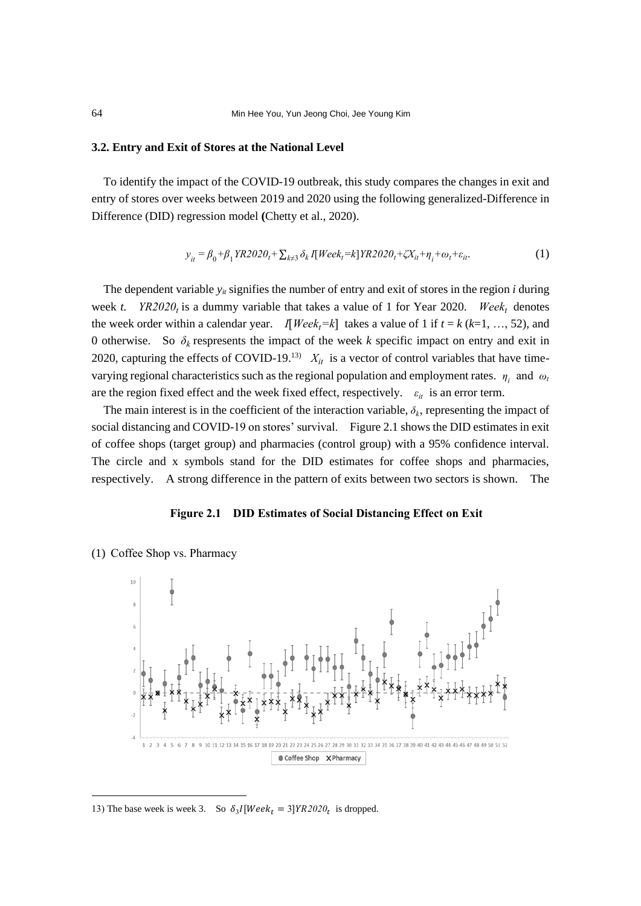### 3.2. Entry and Exit of Stores at the National Level

To identify the impact of the COVID-19 outbreak, this study compares the changes in exit and entry of stores over weeks between 2019 and 2020 using the following generalized-Difference in Difference (DID) regression model (Chetty et al., 2020).

$$y_{it} = \beta_0 + \beta_1 YR2020_t + \sum_{k \neq 3} \delta_k I[Week_t = k] YR2020_t + \zeta X_{it} + \eta_i + \omega_t + \varepsilon_{it}. \tag{1}$$

The dependent variable $y_{it}$ signifies the number of entry and exit of stores in the region $i$ during week $t$. $YR2020_t$ is a dummy variable that takes a value of 1 for Year 2020. $Week_t$ denotes the week order within a calendar year. $I[Week_t=k]$ takes a value of 1 if $t = k$ ($k$=1, …, 52), and 0 otherwise. So $\delta_k$ respresents the impact of the week $k$ specific impact on entry and exit in 2020, capturing the effects of COVID-19.[13] $X_{it}$ is a vector of control variables that have time-varying regional characteristics such as the regional population and employment rates. $\eta_i$ and $\omega_t$ are the region fixed effect and the week fixed effect, respectively. $\varepsilon_{it}$ is an error term.

The main interest is in the coefficient of the interaction variable, $\delta_k$, representing the impact of social distancing and COVID-19 on stores' survival. Figure 2.1 shows the DID estimates in exit of coffee shops (target group) and pharmacies (control group) with a 95% confidence interval. The circle and x symbols stand for the DID estimates for coffee shops and pharmacies, respectively. A strong difference in the pattern of exits between two sectors is shown. The

**Figure 2.1 DID Estimates of Social Distancing Effect on Exit**

(1) Coffee Shop vs. Pharmacy

13) The base week is week 3. So $\delta_3 I[Week_t = 3] YR2020_t$ is dropped.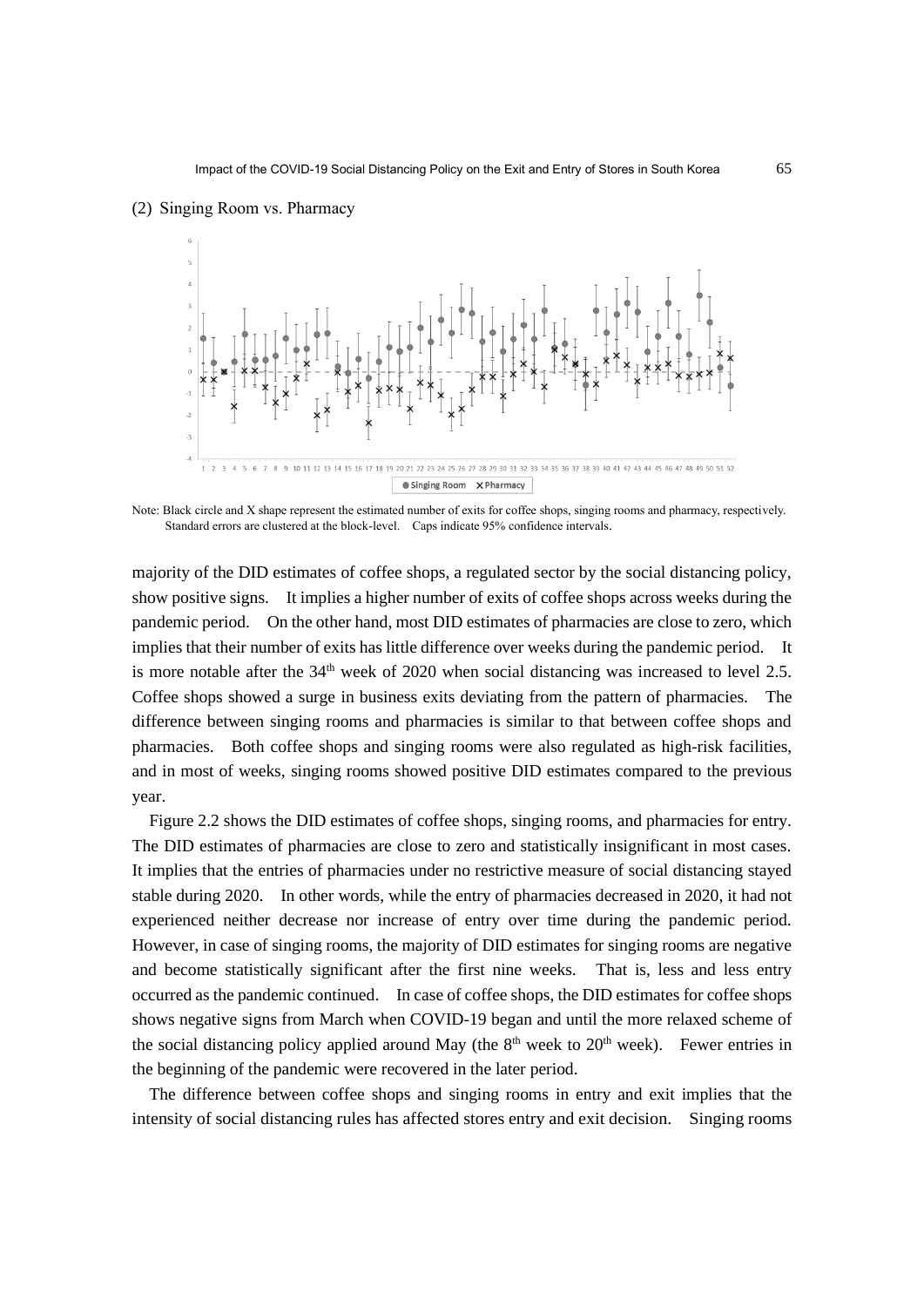(2) Singing Room vs. Pharmacy

Note: Black circle and X shape represent the estimated number of exits for coffee shops, singing rooms and pharmacy, respectively. Standard errors are clustered at the block-level. Caps indicate 95% confidence intervals.

majority of the DID estimates of coffee shops, a regulated sector by the social distancing policy, show positive signs. It implies a higher number of exits of coffee shops across weeks during the pandemic period. On the other hand, most DID estimates of pharmacies are close to zero, which implies that their number of exits has little difference over weeks during the pandemic period. It is more notable after the 34th week of 2020 when social distancing was increased to level 2.5. Coffee shops showed a surge in business exits deviating from the pattern of pharmacies. The difference between singing rooms and pharmacies is similar to that between coffee shops and pharmacies. Both coffee shops and singing rooms were also regulated as high-risk facilities, and in most of weeks, singing rooms showed positive DID estimates compared to the previous year.

Figure 2.2 shows the DID estimates of coffee shops, singing rooms, and pharmacies for entry. The DID estimates of pharmacies are close to zero and statistically insignificant in most cases. It implies that the entries of pharmacies under no restrictive measure of social distancing stayed stable during 2020. In other words, while the entry of pharmacies decreased in 2020, it had not experienced neither decrease nor increase of entry over time during the pandemic period. However, in case of singing rooms, the majority of DID estimates for singing rooms are negative and become statistically significant after the first nine weeks. That is, less and less entry occurred as the pandemic continued. In case of coffee shops, the DID estimates for coffee shops shows negative signs from March when COVID-19 began and until the more relaxed scheme of the social distancing policy applied around May (the 8th week to 20th week). Fewer entries in the beginning of the pandemic were recovered in the later period.

The difference between coffee shops and singing rooms in entry and exit implies that the intensity of social distancing rules has affected stores entry and exit decision. Singing rooms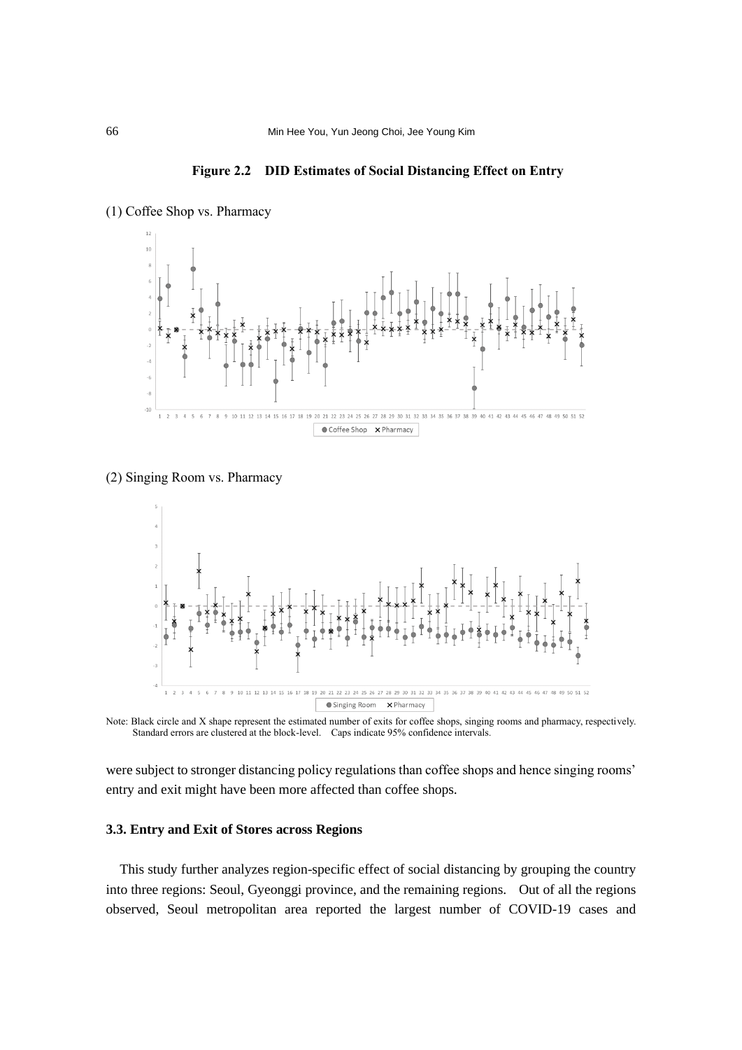**Figure 2.2 DID Estimates of Social Distancing Effect on Entry**

(1) Coffee Shop vs. Pharmacy

(2) Singing Room vs. Pharmacy

Note: Black circle and X shape represent the estimated number of exits for coffee shops, singing rooms and pharmacy, respectively. Standard errors are clustered at the block-level. Caps indicate 95% confidence intervals.

were subject to stronger distancing policy regulations than coffee shops and hence singing rooms' entry and exit might have been more affected than coffee shops.

### 3.3. Entry and Exit of Stores across Regions

This study further analyzes region-specific effect of social distancing by grouping the country into three regions: Seoul, Gyeonggi province, and the remaining regions. Out of all the regions observed, Seoul metropolitan area reported the largest number of COVID-19 cases and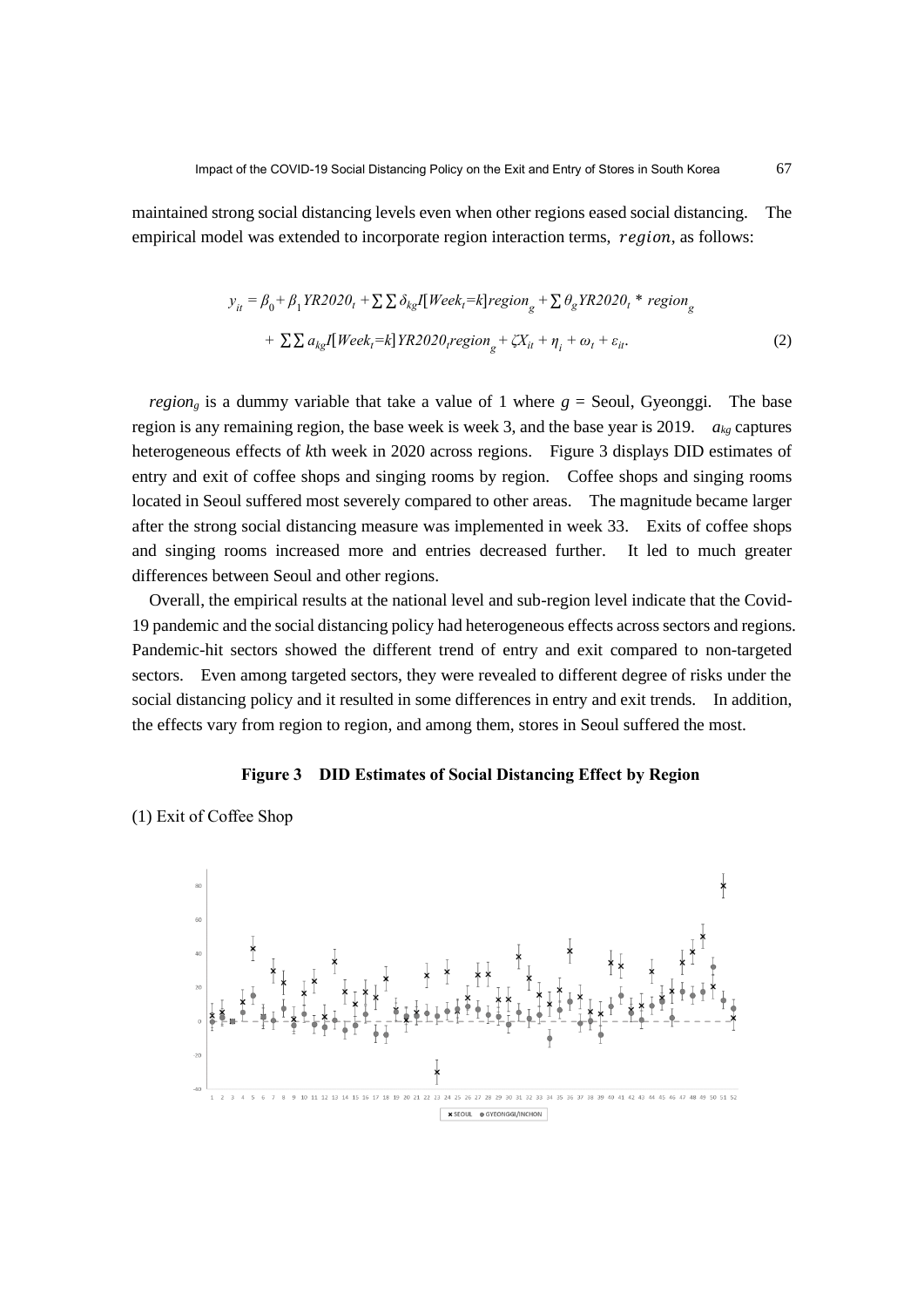maintained strong social distancing levels even when other regions eased social distancing. The empirical model was extended to incorporate region interaction terms, $region$, as follows:

$$y_{it} = \beta_0 + \beta_1 YR2020_t + \sum\sum \delta_{kg} I[Week_t=k] region_g + \sum \theta_g YR2020_t * region_g$$
$$+ \sum\sum a_{kg} I[Week_t=k] YR2020_t region_g + \zeta X_{it} + \eta_i + \omega_t + \varepsilon_{it}. \quad (2)$$

$region_g$ is a dummy variable that take a value of 1 where $g$ = Seoul, Gyeonggi. The base region is any remaining region, the base week is week 3, and the base year is 2019. $a_{kg}$ captures heterogeneous effects of $k$th week in 2020 across regions. Figure 3 displays DID estimates of entry and exit of coffee shops and singing rooms by region. Coffee shops and singing rooms located in Seoul suffered most severely compared to other areas. The magnitude became larger after the strong social distancing measure was implemented in week 33. Exits of coffee shops and singing rooms increased more and entries decreased further. It led to much greater differences between Seoul and other regions.

Overall, the empirical results at the national level and sub-region level indicate that the Covid-19 pandemic and the social distancing policy had heterogeneous effects across sectors and regions. Pandemic-hit sectors showed the different trend of entry and exit compared to non-targeted sectors. Even among targeted sectors, they were revealed to different degree of risks under the social distancing policy and it resulted in some differences in entry and exit trends. In addition, the effects vary from region to region, and among them, stores in Seoul suffered the most.

**Figure 3 DID Estimates of Social Distancing Effect by Region**

(1) Exit of Coffee Shop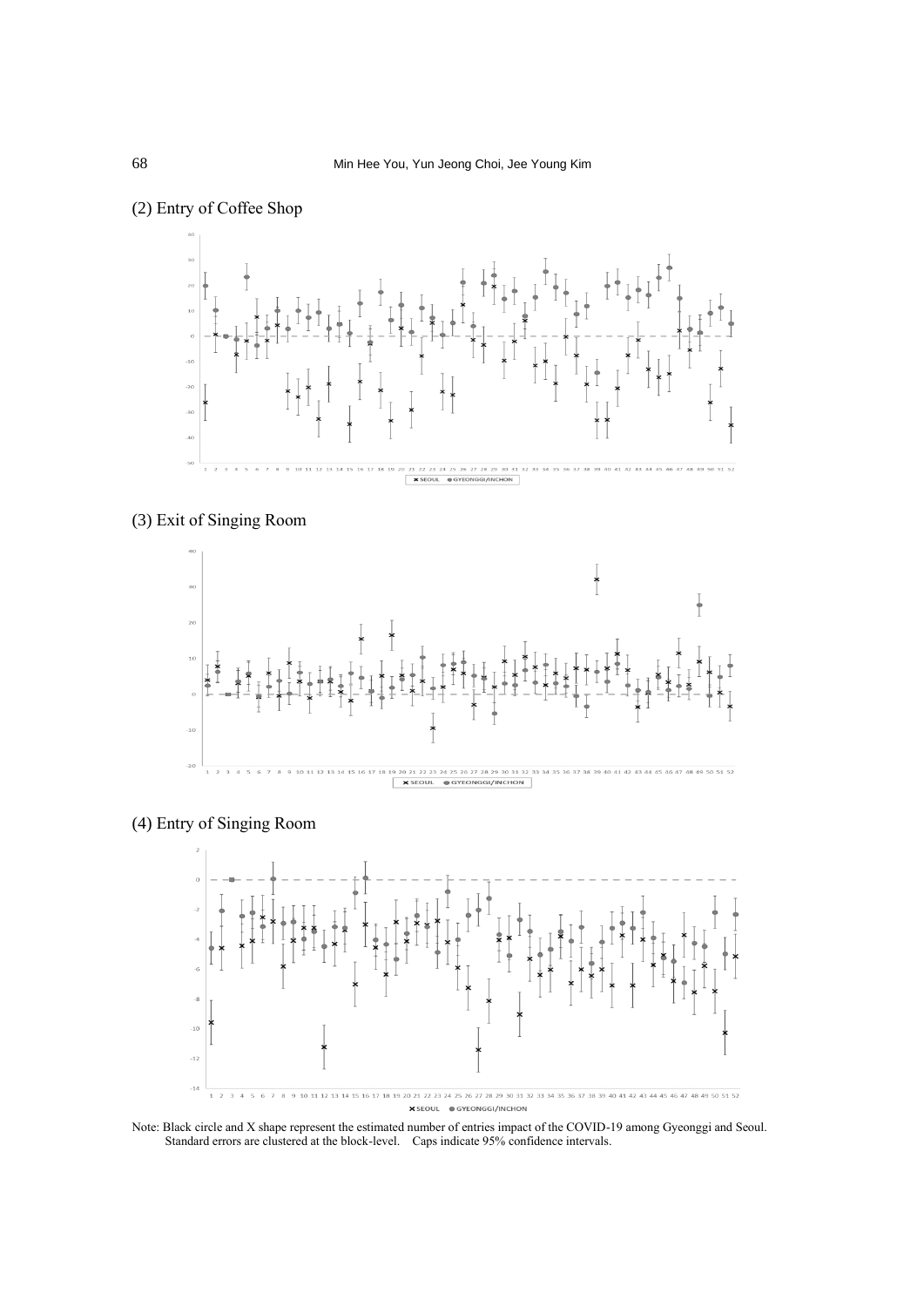(2) Entry of Coffee Shop

(3) Exit of Singing Room

(4) Entry of Singing Room

Note: Black circle and X shape represent the estimated number of entries impact of the COVID-19 among Gyeonggi and Seoul. Standard errors are clustered at the block-level. Caps indicate 95% confidence intervals.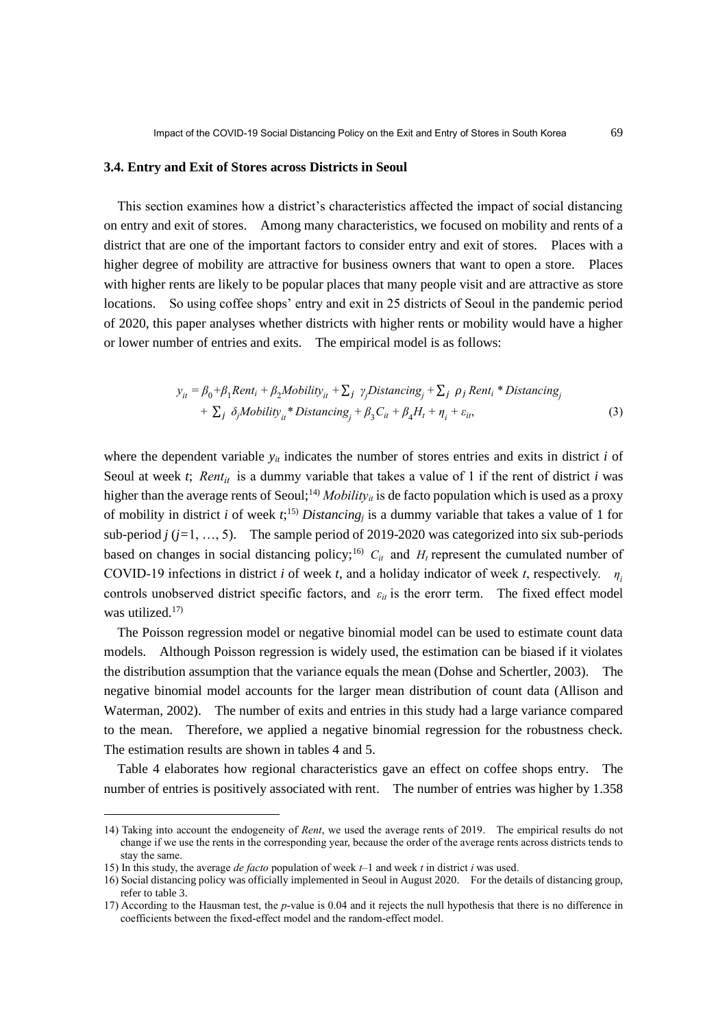### 3.4. Entry and Exit of Stores across Districts in Seoul

This section examines how a district's characteristics affected the impact of social distancing on entry and exit of stores. Among many characteristics, we focused on mobility and rents of a district that are one of the important factors to consider entry and exit of stores. Places with a higher degree of mobility are attractive for business owners that want to open a store. Places with higher rents are likely to be popular places that many people visit and are attractive as store locations. So using coffee shops' entry and exit in 25 districts of Seoul in the pandemic period of 2020, this paper analyses whether districts with higher rents or mobility would have a higher or lower number of entries and exits. The empirical model is as follows:

$$y_{it} = \beta_0 + \beta_1 Rent_i + \beta_2 Mobility_{it} + \sum_j \gamma_j Distancing_j + \sum_j \rho_j Rent_i * Distancing_j + \sum_j \delta_j Mobility_{it} * Distancing_j + \beta_3 C_{it} + \beta_4 H_t + \eta_i + \varepsilon_{it}, \tag{3}$$

where the dependent variable $y_{it}$ indicates the number of stores entries and exits in district $i$ of Seoul at week $t$; $Rent_{it}$ is a dummy variable that takes a value of 1 if the rent of district $i$ was higher than the average rents of Seoul;[14] $Mobility_{it}$ is de facto population which is used as a proxy of mobility in district $i$ of week $t$;[15] $Distancing_j$ is a dummy variable that takes a value of 1 for sub-period $j$ ($j$=1, …, 5). The sample period of 2019-2020 was categorized into six sub-periods based on changes in social distancing policy;[16] $C_{it}$ and $H_t$ represent the cumulated number of COVID-19 infections in district $i$ of week $t$, and a holiday indicator of week $t$, respectively. $\eta_i$ controls unobserved district specific factors, and $\varepsilon_{it}$ is the erorr term. The fixed effect model was utilized.[17]

The Poisson regression model or negative binomial model can be used to estimate count data models. Although Poisson regression is widely used, the estimation can be biased if it violates the distribution assumption that the variance equals the mean (Dohse and Schertler, 2003). The negative binomial model accounts for the larger mean distribution of count data (Allison and Waterman, 2002). The number of exits and entries in this study had a large variance compared to the mean. Therefore, we applied a negative binomial regression for the robustness check. The estimation results are shown in tables 4 and 5.

Table 4 elaborates how regional characteristics gave an effect on coffee shops entry. The number of entries is positively associated with rent. The number of entries was higher by 1.358

---

14) Taking into account the endogeneity of *Rent*, we used the average rents of 2019. The empirical results do not change if we use the rents in the corresponding year, because the order of the average rents across districts tends to stay the same.

15) In this study, the average *de facto* population of week $t$–1 and week $t$ in district $i$ was used.

16) Social distancing policy was officially implemented in Seoul in August 2020. For the details of distancing group, refer to table 3.

17) According to the Hausman test, the $p$-value is 0.04 and it rejects the null hypothesis that there is no difference in coefficients between the fixed-effect model and the random-effect model.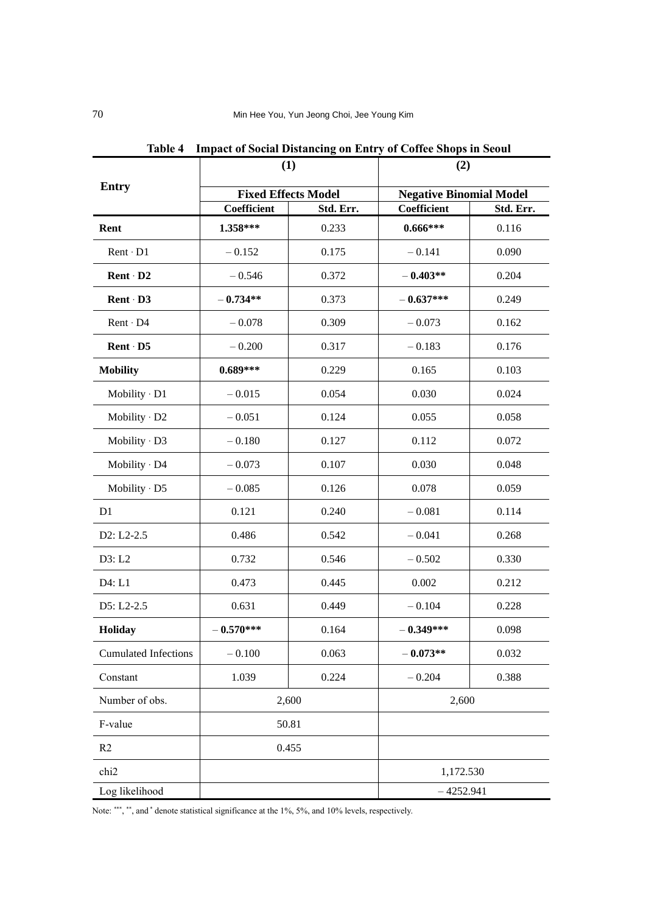**Table 4 Impact of Social Distancing on Entry of Coffee Shops in Seoul**

| Entry | (1) | | (2) | |
|---|---|---|---|---|
| | **Fixed Effects Model** | | **Negative Binomial Model** | |
| | **Coefficient** | **Std. Err.** | **Coefficient** | **Std. Err.** |
| **Rent** | **1.358*** ** | 0.233 | **0.666*** ** | 0.116 |
| Rent · D1 | – 0.152 | 0.175 | – 0.141 | 0.090 |
| **Rent · D2** | – 0.546 | 0.372 | **– 0.403** ** | 0.204 |
| **Rent · D3** | **– 0.734** ** | 0.373 | **– 0.637*** ** | 0.249 |
| Rent · D4 | – 0.078 | 0.309 | – 0.073 | 0.162 |
| **Rent · D5** | – 0.200 | 0.317 | – 0.183 | 0.176 |
| **Mobility** | **0.689*** ** | 0.229 | 0.165 | 0.103 |
| Mobility · D1 | – 0.015 | 0.054 | 0.030 | 0.024 |
| Mobility · D2 | – 0.051 | 0.124 | 0.055 | 0.058 |
| Mobility · D3 | – 0.180 | 0.127 | 0.112 | 0.072 |
| Mobility · D4 | – 0.073 | 0.107 | 0.030 | 0.048 |
| Mobility · D5 | – 0.085 | 0.126 | 0.078 | 0.059 |
| D1 | 0.121 | 0.240 | – 0.081 | 0.114 |
| D2: L2-2.5 | 0.486 | 0.542 | – 0.041 | 0.268 |
| D3: L2 | 0.732 | 0.546 | – 0.502 | 0.330 |
| D4: L1 | 0.473 | 0.445 | 0.002 | 0.212 |
| D5: L2-2.5 | 0.631 | 0.449 | – 0.104 | 0.228 |
| **Holiday** | **– 0.570*** ** | 0.164 | **– 0.349*** ** | 0.098 |
| Cumulated Infections | – 0.100 | 0.063 | **– 0.073** ** | 0.032 |
| Constant | 1.039 | 0.224 | – 0.204 | 0.388 |
| Number of obs. | 2,600 | | 2,600 | |
| F-value | 50.81 | | | |
| R2 | 0.455 | | | |
| chi2 | | | 1,172.530 | |
| Log likelihood | | | – 4252.941 | |

Note: ***, **, and * denote statistical significance at the 1%, 5%, and 10% levels, respectively.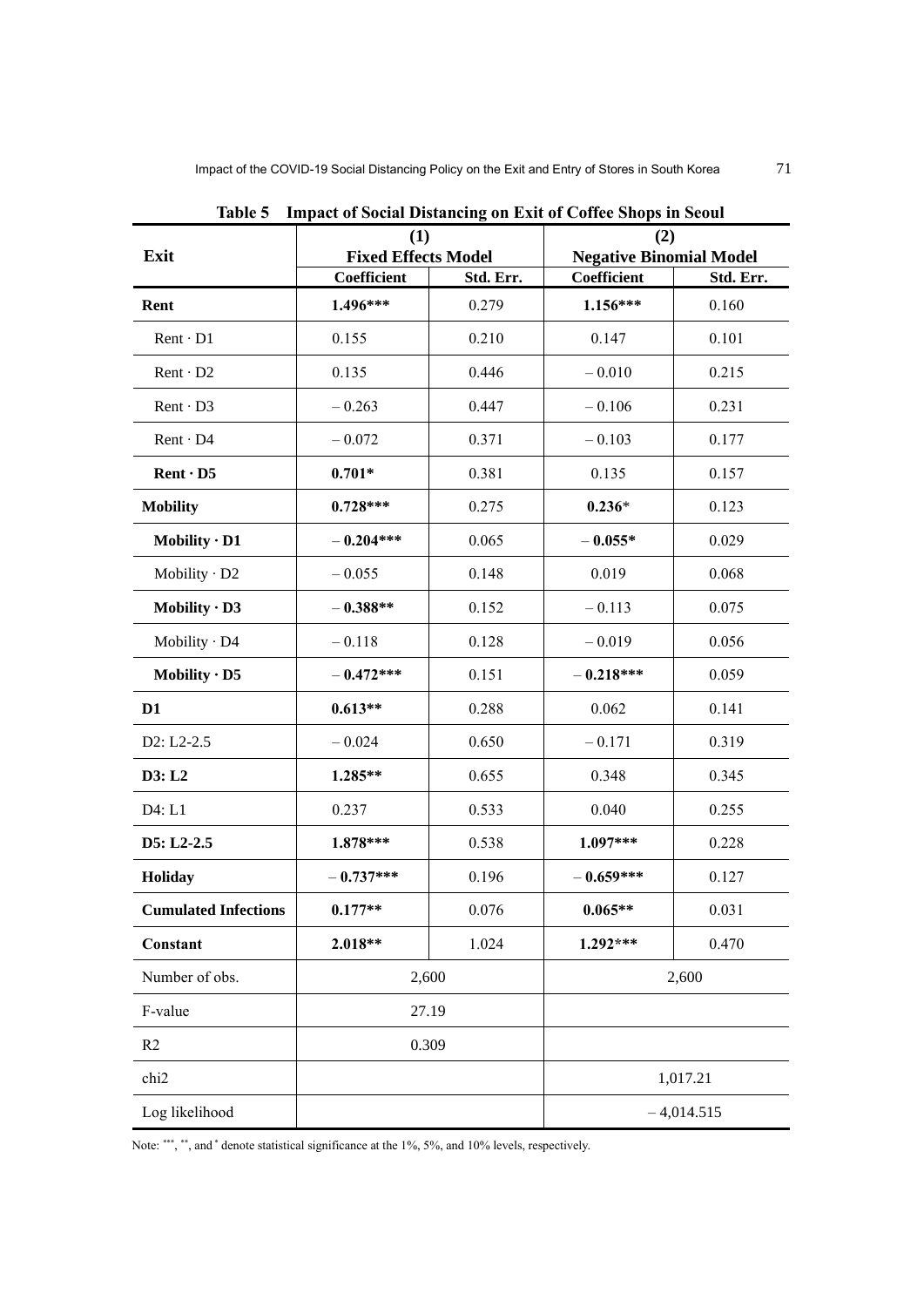**Table 5 Impact of Social Distancing on Exit of Coffee Shops in Seoul**

| Exit | (1) Fixed Effects Model | | (2) Negative Binomial Model | |
|---|---|---|---|---|
| | Coefficient | Std. Err. | Coefficient | Std. Err. |
| **Rent** | **1.496*** ** | 0.279 | **1.156*** ** | 0.160 |
| Rent · D1 | 0.155 | 0.210 | 0.147 | 0.101 |
| Rent · D2 | 0.135 | 0.446 | – 0.010 | 0.215 |
| Rent · D3 | – 0.263 | 0.447 | – 0.106 | 0.231 |
| Rent · D4 | – 0.072 | 0.371 | – 0.103 | 0.177 |
| **Rent · D5** | **0.701*** | 0.381 | 0.135 | 0.157 |
| **Mobility** | **0.728*** ** | 0.275 | **0.236*** | 0.123 |
| **Mobility · D1** | **– 0.204*** ** | 0.065 | **– 0.055*** | 0.029 |
| Mobility · D2 | – 0.055 | 0.148 | 0.019 | 0.068 |
| **Mobility · D3** | **– 0.388** ** | 0.152 | – 0.113 | 0.075 |
| Mobility · D4 | – 0.118 | 0.128 | – 0.019 | 0.056 |
| **Mobility · D5** | **– 0.472*** ** | 0.151 | **– 0.218*** ** | 0.059 |
| **D1** | **0.613** ** | 0.288 | 0.062 | 0.141 |
| D2: L2-2.5 | – 0.024 | 0.650 | – 0.171 | 0.319 |
| **D3: L2** | **1.285** ** | 0.655 | 0.348 | 0.345 |
| D4: L1 | 0.237 | 0.533 | 0.040 | 0.255 |
| **D5: L2-2.5** | **1.878*** ** | 0.538 | **1.097*** ** | 0.228 |
| **Holiday** | **– 0.737*** ** | 0.196 | **– 0.659*** ** | 0.127 |
| **Cumulated Infections** | **0.177** ** | 0.076 | **0.065** ** | 0.031 |
| **Constant** | **2.018** ** | 1.024 | **1.292*** ** | 0.470 |
| Number of obs. | 2,600 | | 2,600 | |
| F-value | 27.19 | | | |
| R2 | 0.309 | | | |
| chi2 | | | 1,017.21 | |
| Log likelihood | | | – 4,014.515 | |

Note: ***, **, and * denote statistical significance at the 1%, 5%, and 10% levels, respectively.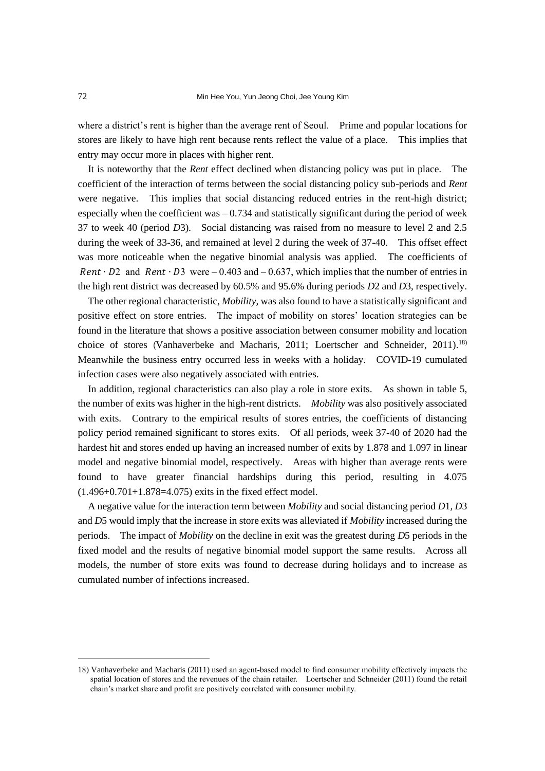where a district's rent is higher than the average rent of Seoul. Prime and popular locations for stores are likely to have high rent because rents reflect the value of a place. This implies that entry may occur more in places with higher rent.

It is noteworthy that the *Rent* effect declined when distancing policy was put in place. The coefficient of the interaction of terms between the social distancing policy sub-periods and *Rent* were negative. This implies that social distancing reduced entries in the rent-high district; especially when the coefficient was – 0.734 and statistically significant during the period of week 37 to week 40 (period *D*3). Social distancing was raised from no measure to level 2 and 2.5 during the week of 33-36, and remained at level 2 during the week of 37-40. This offset effect was more noticeable when the negative binomial analysis was applied. The coefficients of $Rent \cdot D2$ and $Rent \cdot D3$ were – 0.403 and – 0.637, which implies that the number of entries in the high rent district was decreased by 60.5% and 95.6% during periods *D*2 and *D*3, respectively.

The other regional characteristic, *Mobility*, was also found to have a statistically significant and positive effect on store entries. The impact of mobility on stores' location strategies can be found in the literature that shows a positive association between consumer mobility and location choice of stores (Vanhaverbeke and Macharis, 2011; Loertscher and Schneider, 2011).[18] Meanwhile the business entry occurred less in weeks with a holiday. COVID-19 cumulated infection cases were also negatively associated with entries.

In addition, regional characteristics can also play a role in store exits. As shown in table 5, the number of exits was higher in the high-rent districts. *Mobility* was also positively associated with exits. Contrary to the empirical results of stores entries, the coefficients of distancing policy period remained significant to stores exits. Of all periods, week 37-40 of 2020 had the hardest hit and stores ended up having an increased number of exits by 1.878 and 1.097 in linear model and negative binomial model, respectively. Areas with higher than average rents were found to have greater financial hardships during this period, resulting in 4.075 (1.496+0.701+1.878=4.075) exits in the fixed effect model.

A negative value for the interaction term between *Mobility* and social distancing period *D*1, *D*3 and *D*5 would imply that the increase in store exits was alleviated if *Mobility* increased during the periods. The impact of *Mobility* on the decline in exit was the greatest during *D*5 periods in the fixed model and the results of negative binomial model support the same results. Across all models, the number of store exits was found to decrease during holidays and to increase as cumulated number of infections increased.

---

18) Vanhaverbeke and Macharis (2011) used an agent-based model to find consumer mobility effectively impacts the spatial location of stores and the revenues of the chain retailer. Loertscher and Schneider (2011) found the retail chain's market share and profit are positively correlated with consumer mobility.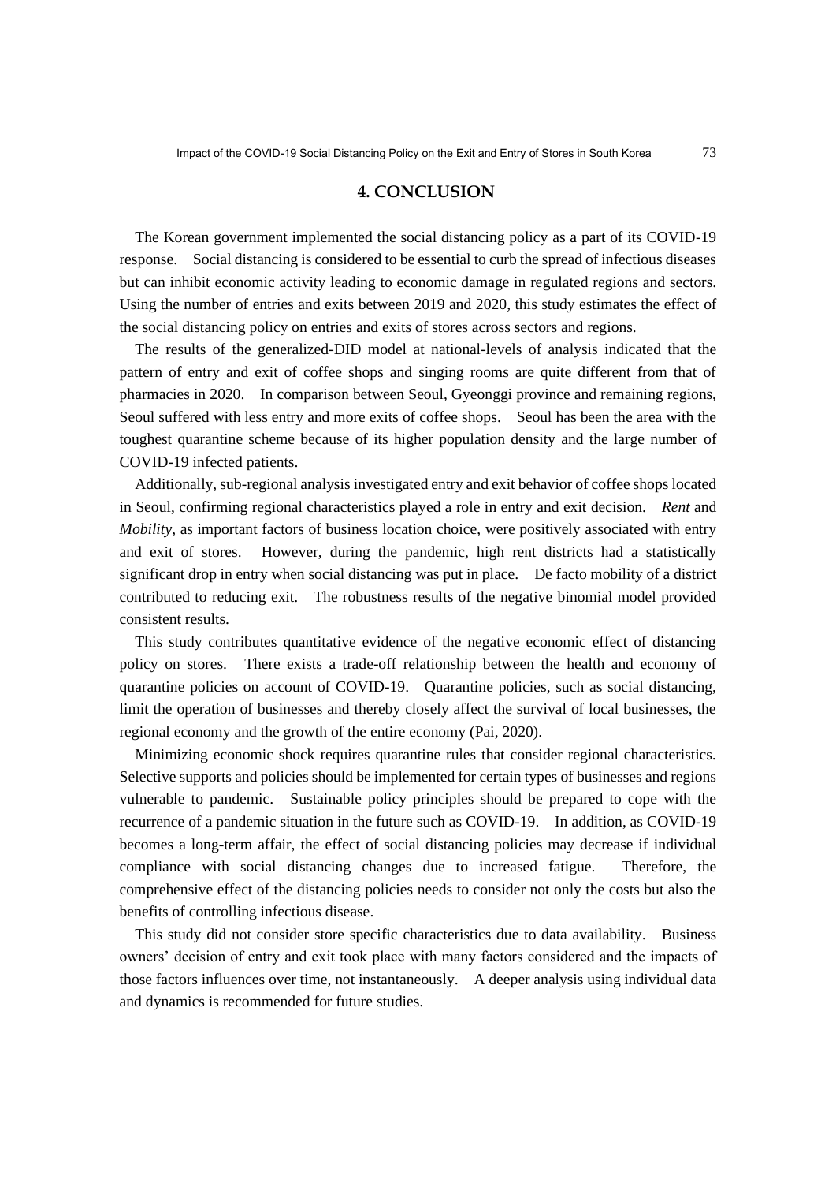## 4. CONCLUSION

The Korean government implemented the social distancing policy as a part of its COVID-19 response. Social distancing is considered to be essential to curb the spread of infectious diseases but can inhibit economic activity leading to economic damage in regulated regions and sectors. Using the number of entries and exits between 2019 and 2020, this study estimates the effect of the social distancing policy on entries and exits of stores across sectors and regions.

The results of the generalized-DID model at national-levels of analysis indicated that the pattern of entry and exit of coffee shops and singing rooms are quite different from that of pharmacies in 2020. In comparison between Seoul, Gyeonggi province and remaining regions, Seoul suffered with less entry and more exits of coffee shops. Seoul has been the area with the toughest quarantine scheme because of its higher population density and the large number of COVID-19 infected patients.

Additionally, sub-regional analysis investigated entry and exit behavior of coffee shops located in Seoul, confirming regional characteristics played a role in entry and exit decision. *Rent* and *Mobility*, as important factors of business location choice, were positively associated with entry and exit of stores. However, during the pandemic, high rent districts had a statistically significant drop in entry when social distancing was put in place. De facto mobility of a district contributed to reducing exit. The robustness results of the negative binomial model provided consistent results.

This study contributes quantitative evidence of the negative economic effect of distancing policy on stores. There exists a trade-off relationship between the health and economy of quarantine policies on account of COVID-19. Quarantine policies, such as social distancing, limit the operation of businesses and thereby closely affect the survival of local businesses, the regional economy and the growth of the entire economy (Pai, 2020).

Minimizing economic shock requires quarantine rules that consider regional characteristics. Selective supports and policies should be implemented for certain types of businesses and regions vulnerable to pandemic. Sustainable policy principles should be prepared to cope with the recurrence of a pandemic situation in the future such as COVID-19. In addition, as COVID-19 becomes a long-term affair, the effect of social distancing policies may decrease if individual compliance with social distancing changes due to increased fatigue. Therefore, the comprehensive effect of the distancing policies needs to consider not only the costs but also the benefits of controlling infectious disease.

This study did not consider store specific characteristics due to data availability. Business owners' decision of entry and exit took place with many factors considered and the impacts of those factors influences over time, not instantaneously. A deeper analysis using individual data and dynamics is recommended for future studies.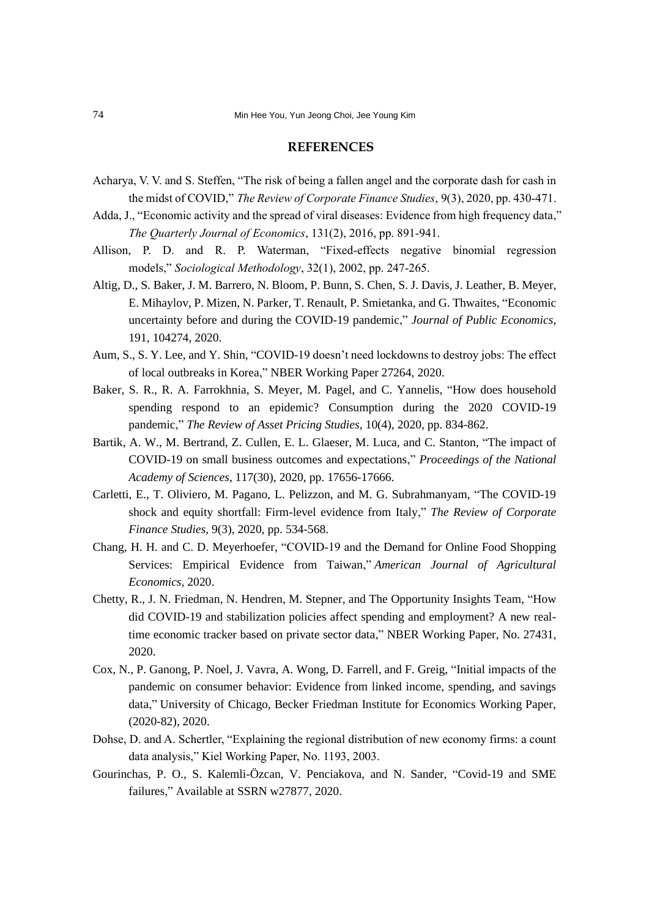## REFERENCES

Acharya, V. V. and S. Steffen, "The risk of being a fallen angel and the corporate dash for cash in the midst of COVID," *The Review of Corporate Finance Studies*, 9(3), 2020, pp. 430-471.

Adda, J., "Economic activity and the spread of viral diseases: Evidence from high frequency data," *The Quarterly Journal of Economics*, 131(2), 2016, pp. 891-941.

Allison, P. D. and R. P. Waterman, "Fixed-effects negative binomial regression models," *Sociological Methodology*, 32(1), 2002, pp. 247-265.

Altig, D., S. Baker, J. M. Barrero, N. Bloom, P. Bunn, S. Chen, S. J. Davis, J. Leather, B. Meyer, E. Mihaylov, P. Mizen, N. Parker, T. Renault, P. Smietanka, and G. Thwaites, "Economic uncertainty before and during the COVID-19 pandemic," *Journal of Public Economics*, 191, 104274, 2020.

Aum, S., S. Y. Lee, and Y. Shin, "COVID-19 doesn't need lockdowns to destroy jobs: The effect of local outbreaks in Korea," NBER Working Paper 27264, 2020.

Baker, S. R., R. A. Farrokhnia, S. Meyer, M. Pagel, and C. Yannelis, "How does household spending respond to an epidemic? Consumption during the 2020 COVID-19 pandemic," *The Review of Asset Pricing Studies*, 10(4), 2020, pp. 834-862.

Bartik, A. W., M. Bertrand, Z. Cullen, E. L. Glaeser, M. Luca, and C. Stanton, "The impact of COVID-19 on small business outcomes and expectations," *Proceedings of the National Academy of Sciences*, 117(30), 2020, pp. 17656-17666.

Carletti, E., T. Oliviero, M. Pagano, L. Pelizzon, and M. G. Subrahmanyam, "The COVID-19 shock and equity shortfall: Firm-level evidence from Italy," *The Review of Corporate Finance Studies*, 9(3), 2020, pp. 534-568.

Chang, H. H. and C. D. Meyerhoefer, "COVID-19 and the Demand for Online Food Shopping Services: Empirical Evidence from Taiwan," *American Journal of Agricultural Economics*, 2020.

Chetty, R., J. N. Friedman, N. Hendren, M. Stepner, and The Opportunity Insights Team, "How did COVID-19 and stabilization policies affect spending and employment? A new real-time economic tracker based on private sector data," NBER Working Paper, No. 27431, 2020.

Cox, N., P. Ganong, P. Noel, J. Vavra, A. Wong, D. Farrell, and F. Greig, "Initial impacts of the pandemic on consumer behavior: Evidence from linked income, spending, and savings data," University of Chicago, Becker Friedman Institute for Economics Working Paper, (2020-82), 2020.

Dohse, D. and A. Schertler, "Explaining the regional distribution of new economy firms: a count data analysis," Kiel Working Paper, No. 1193, 2003.

Gourinchas, P. O., S. Kalemli-Özcan, V. Penciakova, and N. Sander, "Covid-19 and SME failures," Available at SSRN w27877, 2020.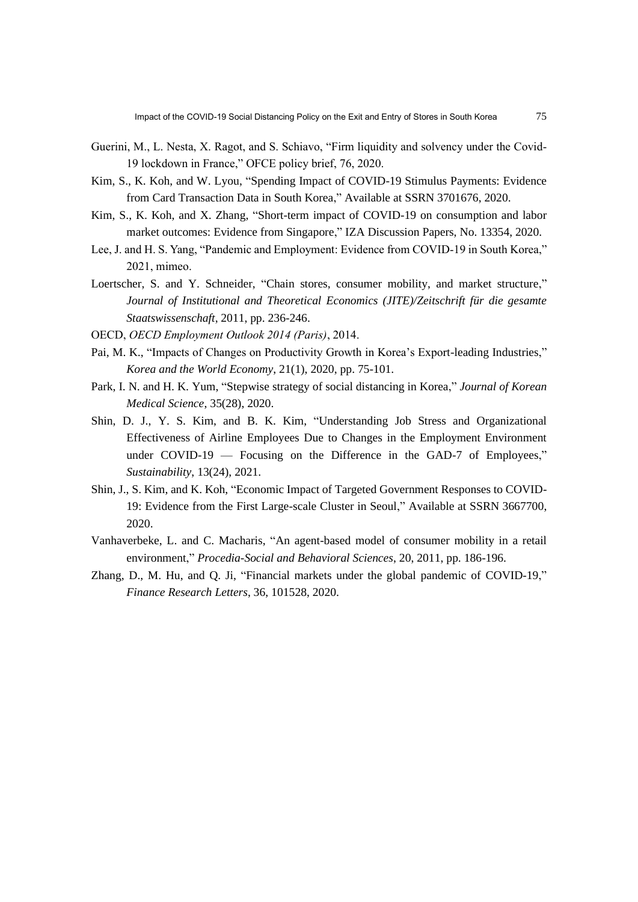Guerini, M., L. Nesta, X. Ragot, and S. Schiavo, "Firm liquidity and solvency under the Covid-19 lockdown in France," OFCE policy brief, 76, 2020.

Kim, S., K. Koh, and W. Lyou, "Spending Impact of COVID-19 Stimulus Payments: Evidence from Card Transaction Data in South Korea," Available at SSRN 3701676, 2020.

Kim, S., K. Koh, and X. Zhang, "Short-term impact of COVID-19 on consumption and labor market outcomes: Evidence from Singapore," IZA Discussion Papers, No. 13354, 2020.

Lee, J. and H. S. Yang, "Pandemic and Employment: Evidence from COVID-19 in South Korea," 2021, mimeo.

Loertscher, S. and Y. Schneider, "Chain stores, consumer mobility, and market structure," *Journal of Institutional and Theoretical Economics (JITE)/Zeitschrift für die gesamte Staatswissenschaft*, 2011, pp. 236-246.

OECD, *OECD Employment Outlook 2014 (Paris)*, 2014.

Pai, M. K., "Impacts of Changes on Productivity Growth in Korea's Export-leading Industries," *Korea and the World Economy*, 21(1), 2020, pp. 75-101.

Park, I. N. and H. K. Yum, "Stepwise strategy of social distancing in Korea," *Journal of Korean Medical Science*, 35(28), 2020.

Shin, D. J., Y. S. Kim, and B. K. Kim, "Understanding Job Stress and Organizational Effectiveness of Airline Employees Due to Changes in the Employment Environment under COVID-19 — Focusing on the Difference in the GAD-7 of Employees," *Sustainability*, 13(24), 2021.

Shin, J., S. Kim, and K. Koh, "Economic Impact of Targeted Government Responses to COVID-19: Evidence from the First Large-scale Cluster in Seoul," Available at SSRN 3667700, 2020.

Vanhaverbeke, L. and C. Macharis, "An agent-based model of consumer mobility in a retail environment," *Procedia-Social and Behavioral Sciences*, 20, 2011, pp. 186-196.

Zhang, D., M. Hu, and Q. Ji, "Financial markets under the global pandemic of COVID-19," *Finance Research Letters*, 36, 101528, 2020.